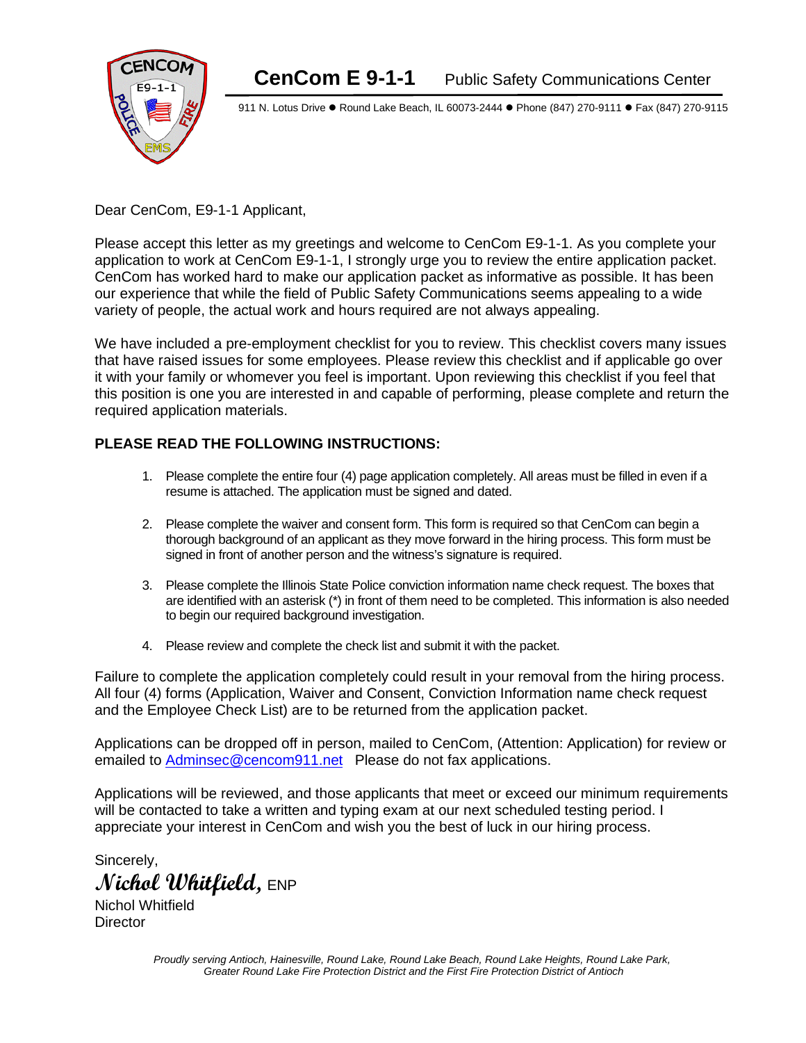# CenCom E 9-1-1 Public Safety Communications Center

911 N. Lotus Drive ● Round Lake Beach, IL 60073-2444 ● Phone (847) 270-9111 ● Fax (847) 270-9115

Dear CenCom, E9-1-1 Applicant,

Please accept this letter as my greetings and welcome to CenCom E9-1-1. As you complete your application to work at CenCom E9-1-1, I strongly urge you to review the entire application packet. CenCom has worked hard to make our application packet as informative as possible. It has been our experience that while the field of Public Safety Communications seems appealing to a wide variety of people, the actual work and hours required are not always appealing.

We have included a pre-employment checklist for you to review. This checklist covers many issues that have raised issues for some employees. Please review this checklist and if applicable go over it with your family or whomever you feel is important. Upon reviewing this checklist if you feel that this position is one you are interested in and capable of performing, please complete and return the required application materials.

**PLEASE READ THE FOLLOWING INSTRUCTIONS:**

1. Please complete the entire four (4) page application completely. All areas must be filled in even if a resume is attached. The application must be signed and dated.
2. Please complete the waiver and consent form. This form is required so that CenCom can begin a thorough background of an applicant as they move forward in the hiring process. This form must be signed in front of another person and the witness's signature is required.
3. Please complete the Illinois State Police conviction information name check request. The boxes that are identified with an asterisk (*) in front of them need to be completed. This information is also needed to begin our required background investigation.
4. Please review and complete the check list and submit it with the packet.

Failure to complete the application completely could result in your removal from the hiring process. All four (4) forms (Application, Waiver and Consent, Conviction Information name check request and the Employee Check List) are to be returned from the application packet.

Applications can be dropped off in person, mailed to CenCom, (Attention: Application) for review or emailed to Adminsec@cencom911.net Please do not fax applications.

Applications will be reviewed, and those applicants that meet or exceed our minimum requirements will be contacted to take a written and typing exam at our next scheduled testing period. I appreciate your interest in CenCom and wish you the best of luck in our hiring process.

Sincerely,

*Nichol Whitfield*, ENP

Nichol Whitfield
Director

*Proudly serving Antioch, Hainesville, Round Lake, Round Lake Beach, Round Lake Heights, Round Lake Park, Greater Round Lake Fire Protection District and the First Fire Protection District of Antioch*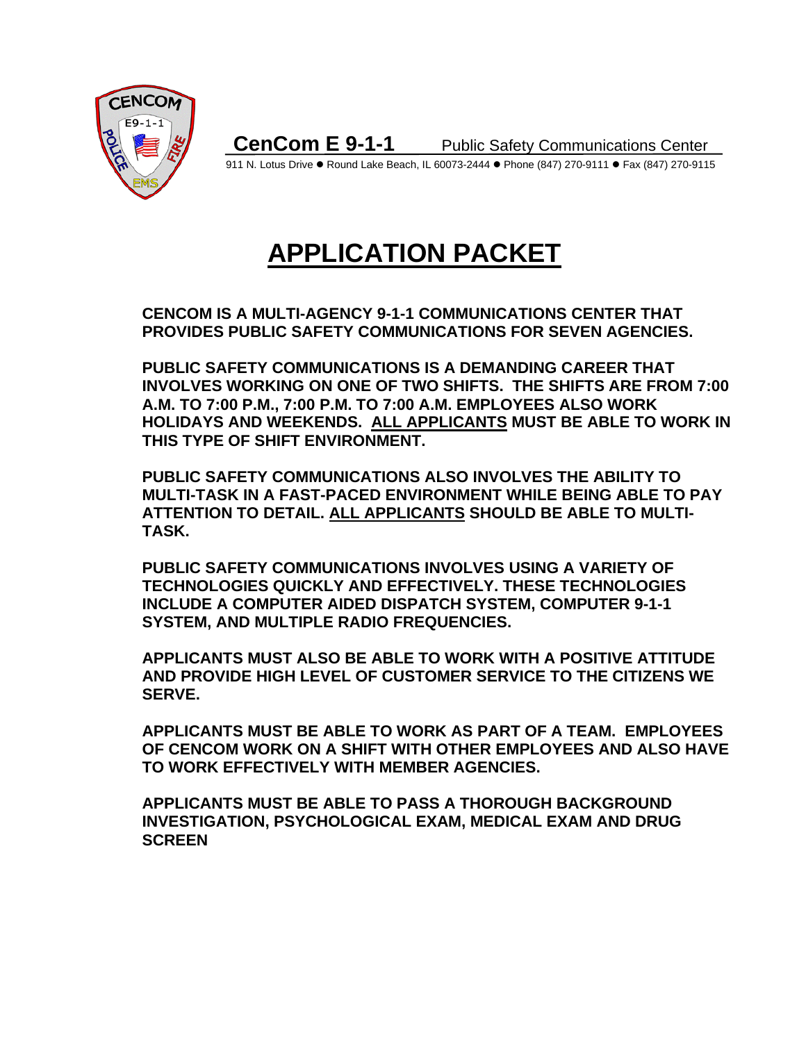**CenCom E 9-1-1** Public Safety Communications Center

911 N. Lotus Drive ● Round Lake Beach, IL 60073-2444 ● Phone (847) 270-9111 ● Fax (847) 270-9115

# APPLICATION PACKET

**CENCOM IS A MULTI-AGENCY 9-1-1 COMMUNICATIONS CENTER THAT PROVIDES PUBLIC SAFETY COMMUNICATIONS FOR SEVEN AGENCIES.**

**PUBLIC SAFETY COMMUNICATIONS IS A DEMANDING CAREER THAT INVOLVES WORKING ON ONE OF TWO SHIFTS. THE SHIFTS ARE FROM 7:00 A.M. TO 7:00 P.M., 7:00 P.M. TO 7:00 A.M. EMPLOYEES ALSO WORK HOLIDAYS AND WEEKENDS. ALL APPLICANTS MUST BE ABLE TO WORK IN THIS TYPE OF SHIFT ENVIRONMENT.**

**PUBLIC SAFETY COMMUNICATIONS ALSO INVOLVES THE ABILITY TO MULTI-TASK IN A FAST-PACED ENVIRONMENT WHILE BEING ABLE TO PAY ATTENTION TO DETAIL. ALL APPLICANTS SHOULD BE ABLE TO MULTI-TASK.**

**PUBLIC SAFETY COMMUNICATIONS INVOLVES USING A VARIETY OF TECHNOLOGIES QUICKLY AND EFFECTIVELY. THESE TECHNOLOGIES INCLUDE A COMPUTER AIDED DISPATCH SYSTEM, COMPUTER 9-1-1 SYSTEM, AND MULTIPLE RADIO FREQUENCIES.**

**APPLICANTS MUST ALSO BE ABLE TO WORK WITH A POSITIVE ATTITUDE AND PROVIDE HIGH LEVEL OF CUSTOMER SERVICE TO THE CITIZENS WE SERVE.**

**APPLICANTS MUST BE ABLE TO WORK AS PART OF A TEAM. EMPLOYEES OF CENCOM WORK ON A SHIFT WITH OTHER EMPLOYEES AND ALSO HAVE TO WORK EFFECTIVELY WITH MEMBER AGENCIES.**

**APPLICANTS MUST BE ABLE TO PASS A THOROUGH BACKGROUND INVESTIGATION, PSYCHOLOGICAL EXAM, MEDICAL EXAM AND DRUG SCREEN**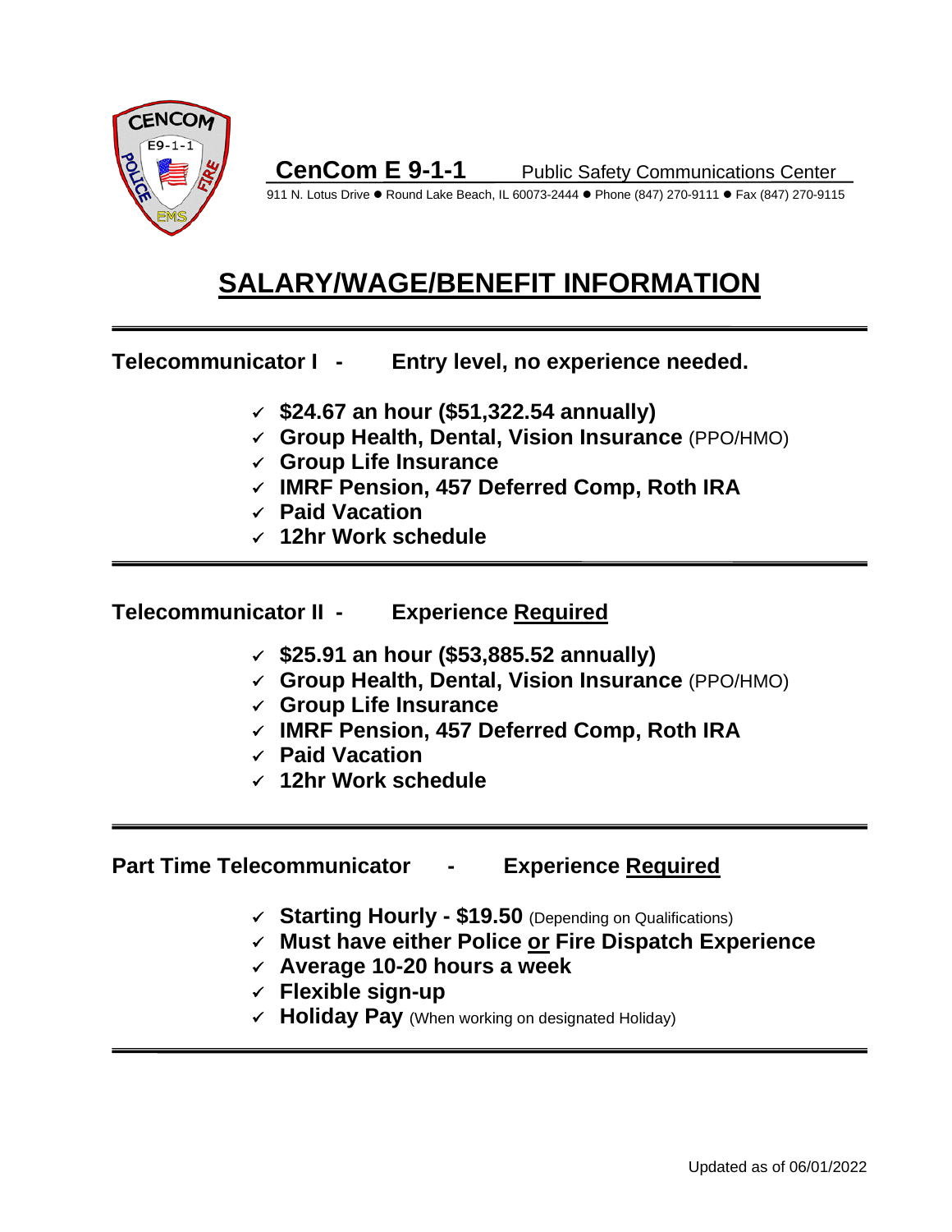**CenCom E 9-1-1** Public Safety Communications Center

911 N. Lotus Drive ● Round Lake Beach, IL 60073-2444 ● Phone (847) 270-9111 ● Fax (847) 270-9115

# SALARY/WAGE/BENEFIT INFORMATION

---

**Telecommunicator I - Entry level, no experience needed.**

- ✓ **$24.67 an hour ($51,322.54 annually)**
- ✓ **Group Health, Dental, Vision Insurance** (PPO/HMO)
- ✓ **Group Life Insurance**
- ✓ **IMRF Pension, 457 Deferred Comp, Roth IRA**
- ✓ **Paid Vacation**
- ✓ **12hr Work schedule**

---

**Telecommunicator II - Experience Required**

- ✓ **$25.91 an hour ($53,885.52 annually)**
- ✓ **Group Health, Dental, Vision Insurance** (PPO/HMO)
- ✓ **Group Life Insurance**
- ✓ **IMRF Pension, 457 Deferred Comp, Roth IRA**
- ✓ **Paid Vacation**
- ✓ **12hr Work schedule**

---

**Part Time Telecommunicator - Experience Required**

- ✓ **Starting Hourly - $19.50** (Depending on Qualifications)
- ✓ **Must have either Police or Fire Dispatch Experience**
- ✓ **Average 10-20 hours a week**
- ✓ **Flexible sign-up**
- ✓ **Holiday Pay** (When working on designated Holiday)

---

Updated as of 06/01/2022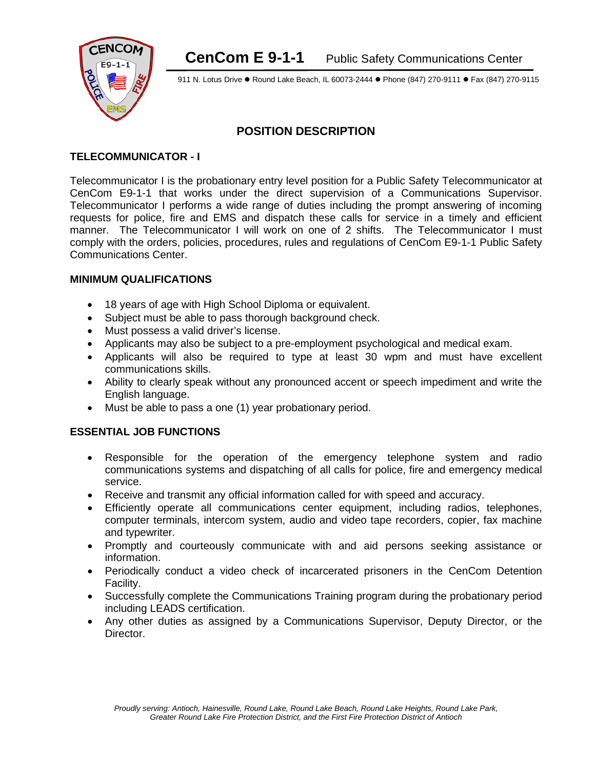**CenCom E 9-1-1** Public Safety Communications Center

911 N. Lotus Drive ● Round Lake Beach, IL 60073-2444 ● Phone (847) 270-9111 ● Fax (847) 270-9115

## POSITION DESCRIPTION

### TELECOMMUNICATOR - I

Telecommunicator I is the probationary entry level position for a Public Safety Telecommunicator at CenCom E9-1-1 that works under the direct supervision of a Communications Supervisor. Telecommunicator I performs a wide range of duties including the prompt answering of incoming requests for police, fire and EMS and dispatch these calls for service in a timely and efficient manner. The Telecommunicator I will work on one of 2 shifts. The Telecommunicator I must comply with the orders, policies, procedures, rules and regulations of CenCom E9-1-1 Public Safety Communications Center.

### MINIMUM QUALIFICATIONS

- 18 years of age with High School Diploma or equivalent.
- Subject must be able to pass thorough background check.
- Must possess a valid driver's license.
- Applicants may also be subject to a pre-employment psychological and medical exam.
- Applicants will also be required to type at least 30 wpm and must have excellent communications skills.
- Ability to clearly speak without any pronounced accent or speech impediment and write the English language.
- Must be able to pass a one (1) year probationary period.

### ESSENTIAL JOB FUNCTIONS

- Responsible for the operation of the emergency telephone system and radio communications systems and dispatching of all calls for police, fire and emergency medical service.
- Receive and transmit any official information called for with speed and accuracy.
- Efficiently operate all communications center equipment, including radios, telephones, computer terminals, intercom system, audio and video tape recorders, copier, fax machine and typewriter.
- Promptly and courteously communicate with and aid persons seeking assistance or information.
- Periodically conduct a video check of incarcerated prisoners in the CenCom Detention Facility.
- Successfully complete the Communications Training program during the probationary period including LEADS certification.
- Any other duties as assigned by a Communications Supervisor, Deputy Director, or the Director.

*Proudly serving: Antioch, Hainesville, Round Lake, Round Lake Beach, Round Lake Heights, Round Lake Park, Greater Round Lake Fire Protection District, and the First Fire Protection District of Antioch*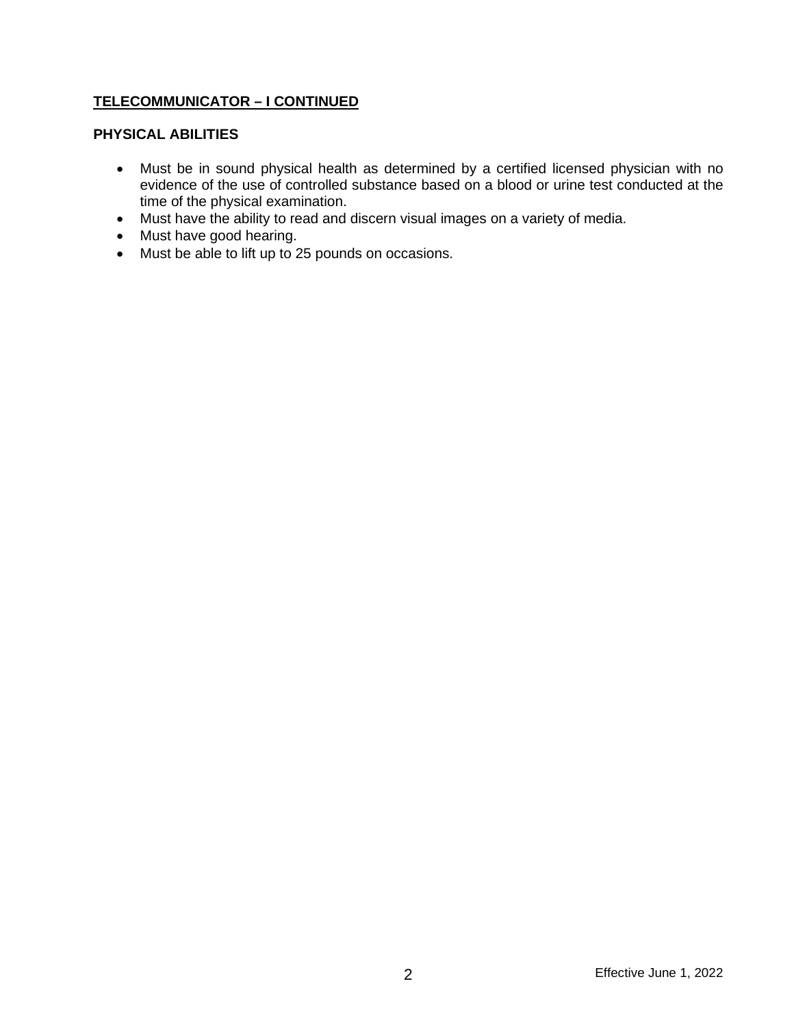**TELECOMMUNICATOR – I CONTINUED**

**PHYSICAL ABILITIES**

- Must be in sound physical health as determined by a certified licensed physician with no evidence of the use of controlled substance based on a blood or urine test conducted at the time of the physical examination.
- Must have the ability to read and discern visual images on a variety of media.
- Must have good hearing.
- Must be able to lift up to 25 pounds on occasions.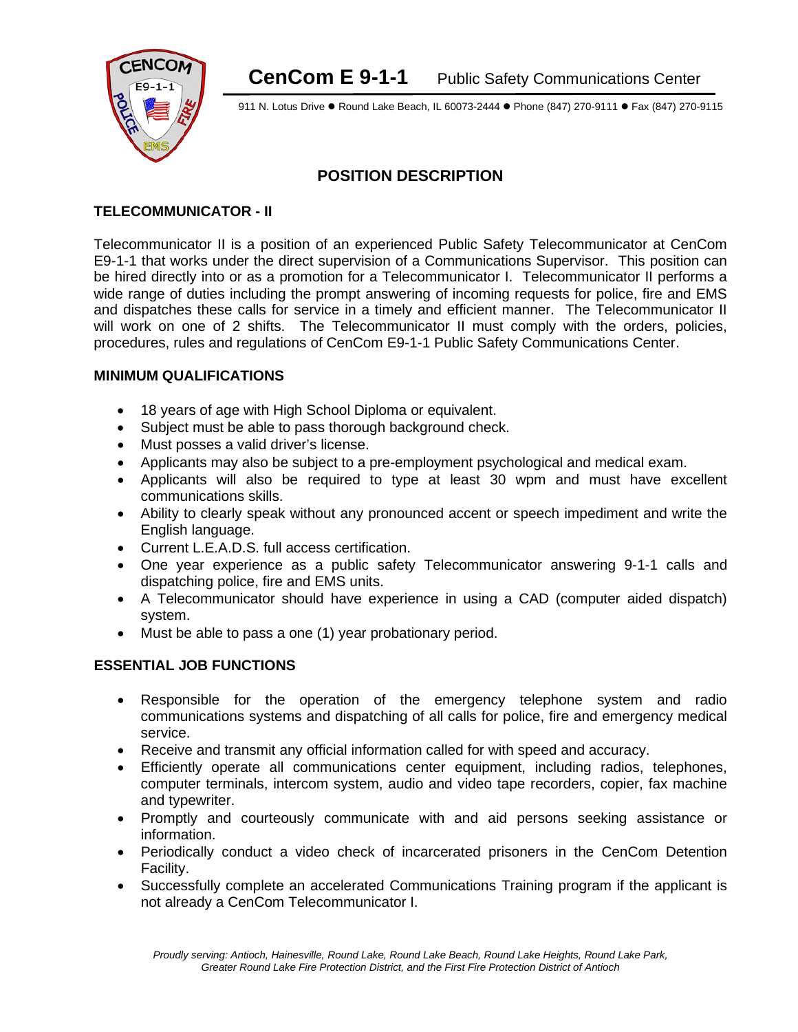**CenCom E 9-1-1** Public Safety Communications Center

911 N. Lotus Drive ● Round Lake Beach, IL 60073-2444 ● Phone (847) 270-9111 ● Fax (847) 270-9115

## POSITION DESCRIPTION

### TELECOMMUNICATOR - II

Telecommunicator II is a position of an experienced Public Safety Telecommunicator at CenCom E9-1-1 that works under the direct supervision of a Communications Supervisor. This position can be hired directly into or as a promotion for a Telecommunicator I. Telecommunicator II performs a wide range of duties including the prompt answering of incoming requests for police, fire and EMS and dispatches these calls for service in a timely and efficient manner. The Telecommunicator II will work on one of 2 shifts. The Telecommunicator II must comply with the orders, policies, procedures, rules and regulations of CenCom E9-1-1 Public Safety Communications Center.

### MINIMUM QUALIFICATIONS

- 18 years of age with High School Diploma or equivalent.
- Subject must be able to pass thorough background check.
- Must posses a valid driver's license.
- Applicants may also be subject to a pre-employment psychological and medical exam.
- Applicants will also be required to type at least 30 wpm and must have excellent communications skills.
- Ability to clearly speak without any pronounced accent or speech impediment and write the English language.
- Current L.E.A.D.S. full access certification.
- One year experience as a public safety Telecommunicator answering 9-1-1 calls and dispatching police, fire and EMS units.
- A Telecommunicator should have experience in using a CAD (computer aided dispatch) system.
- Must be able to pass a one (1) year probationary period.

### ESSENTIAL JOB FUNCTIONS

- Responsible for the operation of the emergency telephone system and radio communications systems and dispatching of all calls for police, fire and emergency medical service.
- Receive and transmit any official information called for with speed and accuracy.
- Efficiently operate all communications center equipment, including radios, telephones, computer terminals, intercom system, audio and video tape recorders, copier, fax machine and typewriter.
- Promptly and courteously communicate with and aid persons seeking assistance or information.
- Periodically conduct a video check of incarcerated prisoners in the CenCom Detention Facility.
- Successfully complete an accelerated Communications Training program if the applicant is not already a CenCom Telecommunicator I.

*Proudly serving: Antioch, Hainesville, Round Lake, Round Lake Beach, Round Lake Heights, Round Lake Park, Greater Round Lake Fire Protection District, and the First Fire Protection District of Antioch*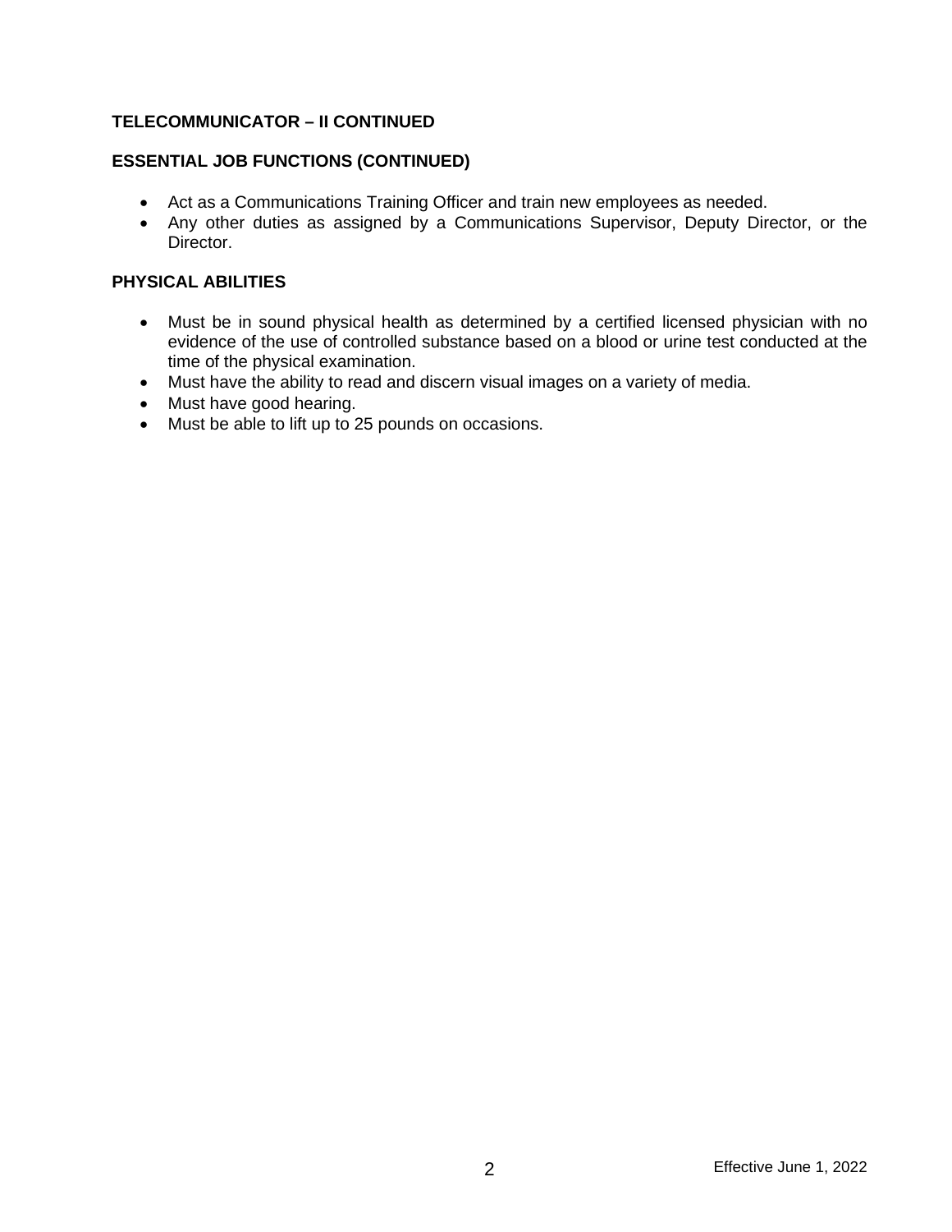**TELECOMMUNICATOR – II CONTINUED**

**ESSENTIAL JOB FUNCTIONS (CONTINUED)**

- Act as a Communications Training Officer and train new employees as needed.
- Any other duties as assigned by a Communications Supervisor, Deputy Director, or the Director.

**PHYSICAL ABILITIES**

- Must be in sound physical health as determined by a certified licensed physician with no evidence of the use of controlled substance based on a blood or urine test conducted at the time of the physical examination.
- Must have the ability to read and discern visual images on a variety of media.
- Must have good hearing.
- Must be able to lift up to 25 pounds on occasions.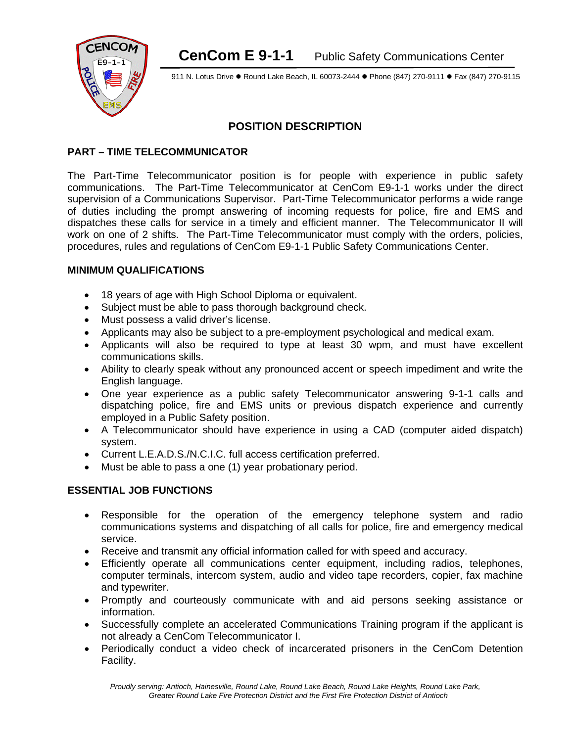# CenCom E 9-1-1 Public Safety Communications Center

911 N. Lotus Drive ● Round Lake Beach, IL 60073-2444 ● Phone (847) 270-9111 ● Fax (847) 270-9115

## POSITION DESCRIPTION

### PART – TIME TELECOMMUNICATOR

The Part-Time Telecommunicator position is for people with experience in public safety communications. The Part-Time Telecommunicator at CenCom E9-1-1 works under the direct supervision of a Communications Supervisor. Part-Time Telecommunicator performs a wide range of duties including the prompt answering of incoming requests for police, fire and EMS and dispatches these calls for service in a timely and efficient manner. The Telecommunicator II will work on one of 2 shifts. The Part-Time Telecommunicator must comply with the orders, policies, procedures, rules and regulations of CenCom E9-1-1 Public Safety Communications Center.

### MINIMUM QUALIFICATIONS

- 18 years of age with High School Diploma or equivalent.
- Subject must be able to pass thorough background check.
- Must possess a valid driver's license.
- Applicants may also be subject to a pre-employment psychological and medical exam.
- Applicants will also be required to type at least 30 wpm, and must have excellent communications skills.
- Ability to clearly speak without any pronounced accent or speech impediment and write the English language.
- One year experience as a public safety Telecommunicator answering 9-1-1 calls and dispatching police, fire and EMS units or previous dispatch experience and currently employed in a Public Safety position.
- A Telecommunicator should have experience in using a CAD (computer aided dispatch) system.
- Current L.E.A.D.S./N.C.I.C. full access certification preferred.
- Must be able to pass a one (1) year probationary period.

### ESSENTIAL JOB FUNCTIONS

- Responsible for the operation of the emergency telephone system and radio communications systems and dispatching of all calls for police, fire and emergency medical service.
- Receive and transmit any official information called for with speed and accuracy.
- Efficiently operate all communications center equipment, including radios, telephones, computer terminals, intercom system, audio and video tape recorders, copier, fax machine and typewriter.
- Promptly and courteously communicate with and aid persons seeking assistance or information.
- Successfully complete an accelerated Communications Training program if the applicant is not already a CenCom Telecommunicator I.
- Periodically conduct a video check of incarcerated prisoners in the CenCom Detention Facility.

*Proudly serving: Antioch, Hainesville, Round Lake, Round Lake Beach, Round Lake Heights, Round Lake Park, Greater Round Lake Fire Protection District and the First Fire Protection District of Antioch*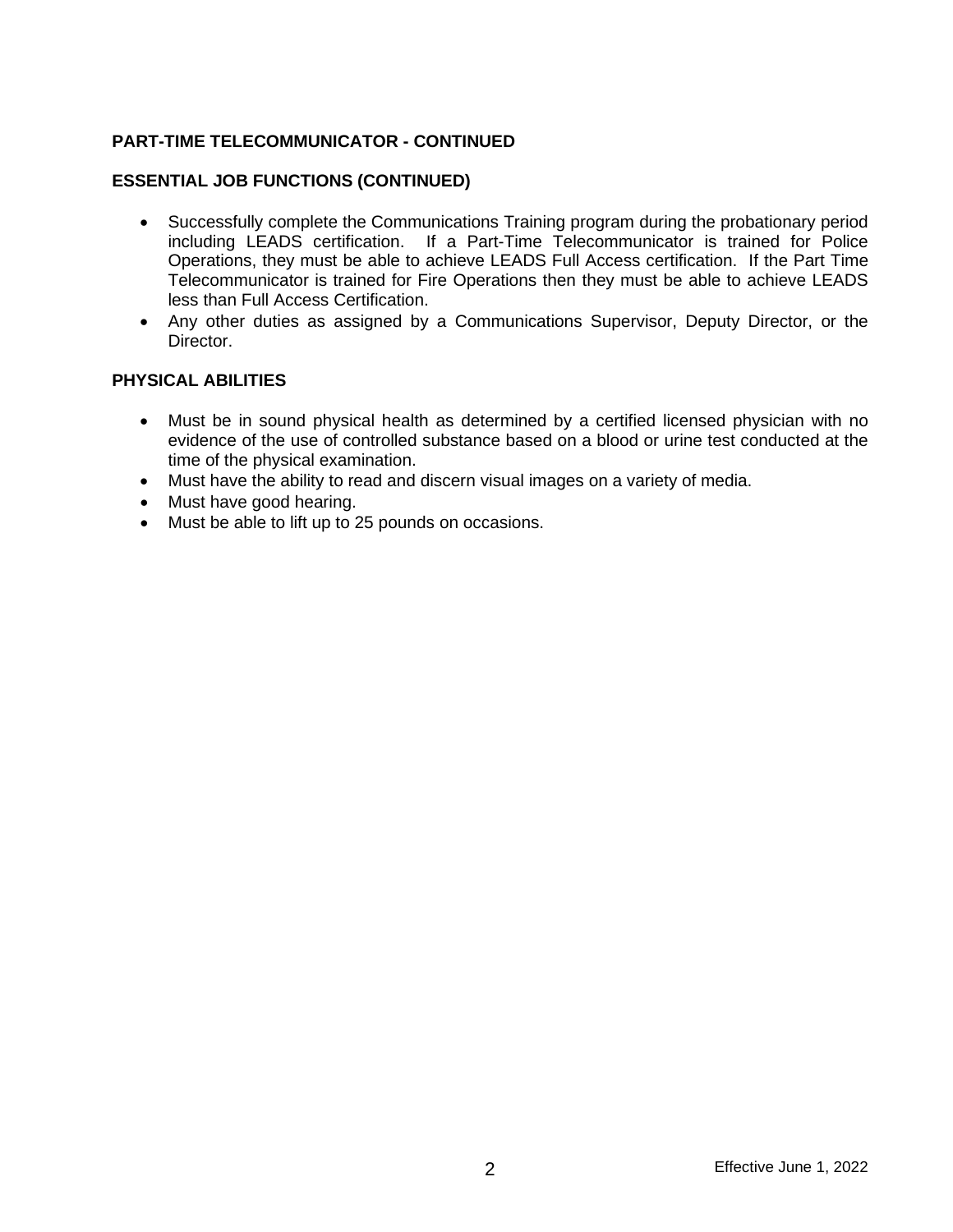**PART-TIME TELECOMMUNICATOR - CONTINUED**

**ESSENTIAL JOB FUNCTIONS (CONTINUED)**

- Successfully complete the Communications Training program during the probationary period including LEADS certification. If a Part-Time Telecommunicator is trained for Police Operations, they must be able to achieve LEADS Full Access certification. If the Part Time Telecommunicator is trained for Fire Operations then they must be able to achieve LEADS less than Full Access Certification.
- Any other duties as assigned by a Communications Supervisor, Deputy Director, or the Director.

**PHYSICAL ABILITIES**

- Must be in sound physical health as determined by a certified licensed physician with no evidence of the use of controlled substance based on a blood or urine test conducted at the time of the physical examination.
- Must have the ability to read and discern visual images on a variety of media.
- Must have good hearing.
- Must be able to lift up to 25 pounds on occasions.

Effective June 1, 2022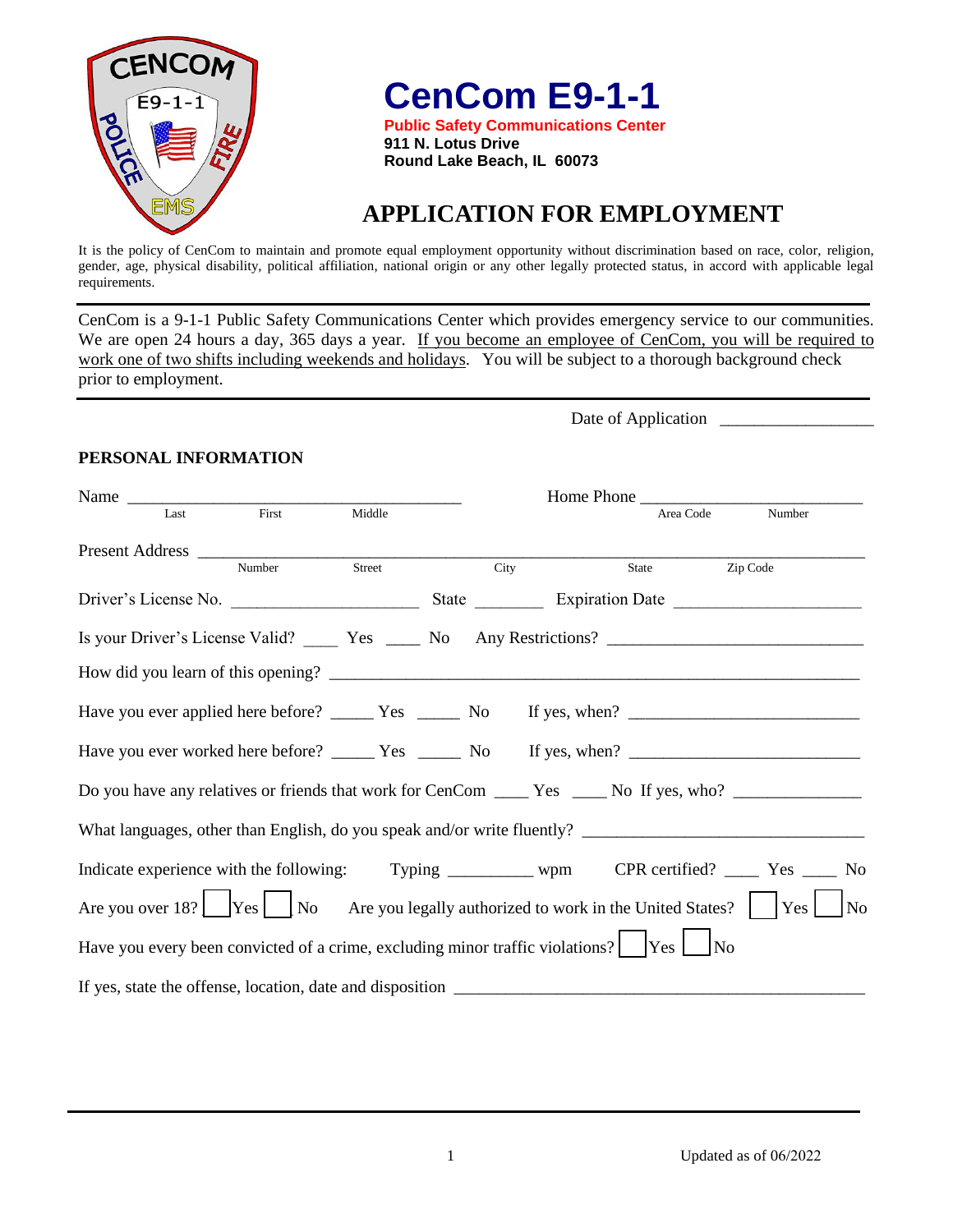# CenCom E9-1-1

**Public Safety Communications Center**
**911 N. Lotus Drive**
**Round Lake Beach, IL 60073**

## APPLICATION FOR EMPLOYMENT

It is the policy of CenCom to maintain and promote equal employment opportunity without discrimination based on race, color, religion, gender, age, physical disability, political affiliation, national origin or any other legally protected status, in accord with applicable legal requirements.

---

CenCom is a 9-1-1 Public Safety Communications Center which provides emergency service to our communities. We are open 24 hours a day, 365 days a year. <u>If you become an employee of CenCom, you will be required to work one of two shifts including weekends and holidays</u>. You will be subject to a thorough background check prior to employment.

---

Date of Application ________________

### PERSONAL INFORMATION

Name ______________________________________ (Last / First / Middle) Home Phone ________________________ (Area Code / Number)

Present Address ____________________________________________________________ (Number / Street / City / State / Zip Code)

Driver's License No. ____________________ State _______ Expiration Date ____________________

Is your Driver's License Valid? ____ Yes ____ No Any Restrictions? ____________________________

How did you learn of this opening? ____________________________________________________________

Have you ever applied here before? _____ Yes _____ No If yes, when? __________________________

Have you ever worked here before? _____ Yes _____ No If yes, when? __________________________

Do you have any relatives or friends that work for CenCom ____ Yes ____ No If yes, who? ______________

What languages, other than English, do you speak and/or write fluently? ______________________________

Indicate experience with the following: Typing _________ wpm CPR certified? ____ Yes ____ No

Are you over 18? ☐ Yes ☐ No Are you legally authorized to work in the United States? ☐ Yes ☐ No

Have you every been convicted of a crime, excluding minor traffic violations? ☐ Yes ☐ No

If yes, state the offense, location, date and disposition ______________________________________________

Updated as of 06/2022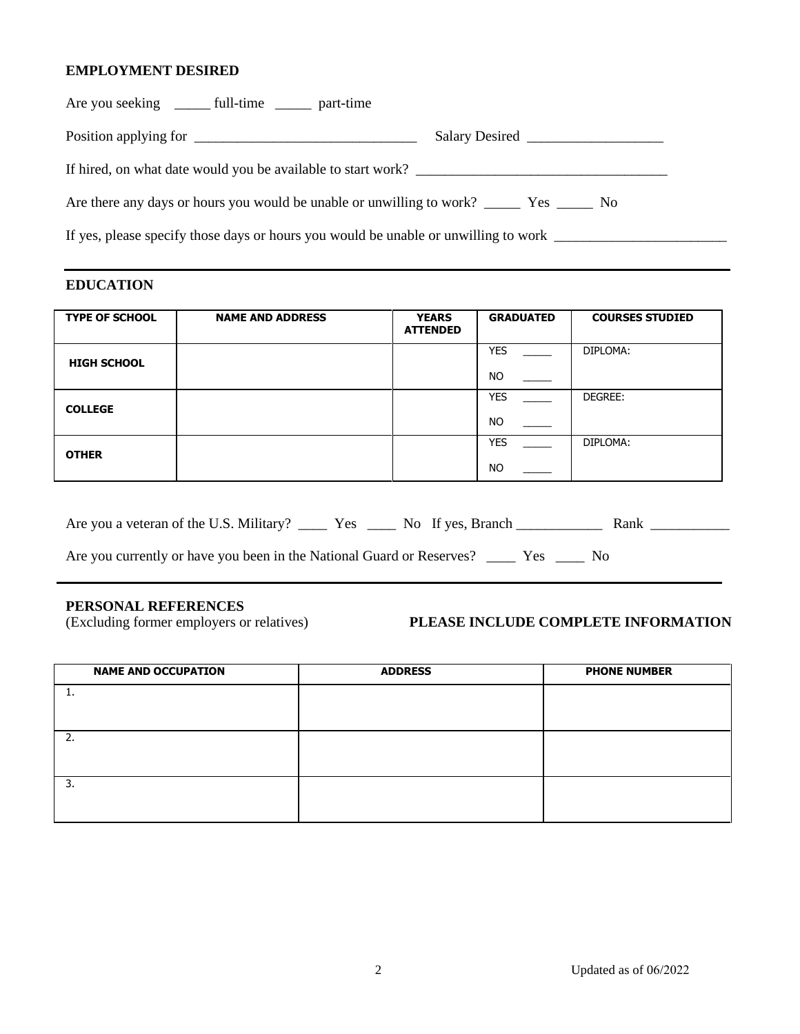## EMPLOYMENT DESIRED

Are you seeking _____ full-time _____ part-time

Position applying for _______________________________ Salary Desired ___________________

If hired, on what date would you be available to start work? ___________________________________

Are there any days or hours you would be unable or unwilling to work? _____ Yes _____ No

If yes, please specify those days or hours you would be unable or unwilling to work ________________________

## EDUCATION

| TYPE OF SCHOOL | NAME AND ADDRESS | YEARS ATTENDED | GRADUATED | COURSES STUDIED |
|---|---|---|---|---|
| HIGH SCHOOL | | | YES _____ NO _____ | DIPLOMA: |
| COLLEGE | | | YES _____ NO _____ | DEGREE: |
| OTHER | | | YES _____ NO _____ | DIPLOMA: |

Are you a veteran of the U.S. Military? ____ Yes ____ No If yes, Branch ____________ Rank ___________

Are you currently or have you been in the National Guard or Reserves? ____ Yes ____ No

## PERSONAL REFERENCES

(Excluding former employers or relatives) **PLEASE INCLUDE COMPLETE INFORMATION**

| NAME AND OCCUPATION | ADDRESS | PHONE NUMBER |
|---|---|---|
| 1. | | |
| 2. | | |
| 3. | | |

Updated as of 06/2022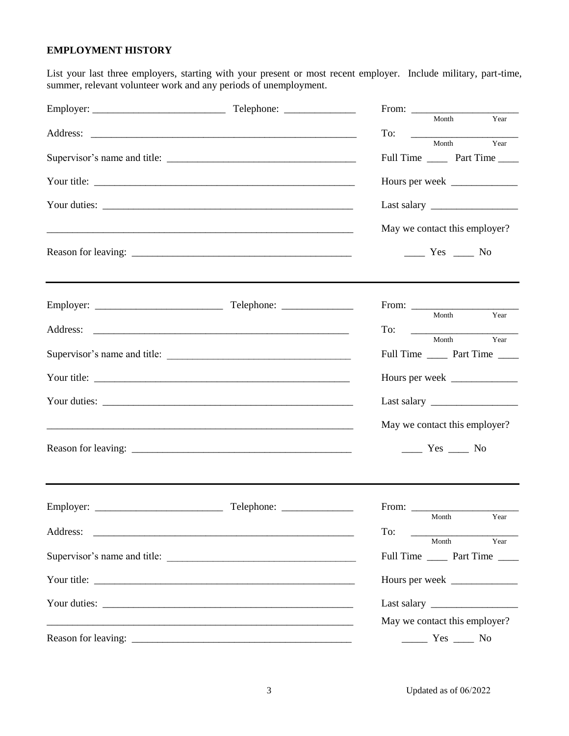**EMPLOYMENT HISTORY**

List your last three employers, starting with your present or most recent employer. Include military, part-time, summer, relevant volunteer work and any periods of unemployment.

Employer: __________________________ Telephone: ______________

Address: ______________________________________________________

Supervisor's name and title: ____________________________________

Your title: _____________________________________________________

Your duties: ____________________________________________________

_______________________________________________________________

Reason for leaving: ______________________________________________

From: _____________________ (Month / Year)

To: _____________________ (Month / Year)

Full Time ____ Part Time ____

Hours per week _____________

Last salary _________________

May we contact this employer?

____ Yes ____ No

---

Employer: __________________________ Telephone: ______________

Address: ______________________________________________________

Supervisor's name and title: ____________________________________

Your title: _____________________________________________________

Your duties: ____________________________________________________

_______________________________________________________________

Reason for leaving: ______________________________________________

From: _____________________ (Month / Year)

To: _____________________ (Month / Year)

Full Time ____ Part Time ____

Hours per week _____________

Last salary _________________

May we contact this employer?

____ Yes ____ No

---

Employer: __________________________ Telephone: ______________

Address: ______________________________________________________

Supervisor's name and title: ____________________________________

Your title: _____________________________________________________

Your duties: ____________________________________________________

_______________________________________________________________

Reason for leaving: ______________________________________________

From: _____________________ (Month / Year)

To: _____________________ (Month / Year)

Full Time ____ Part Time ____

Hours per week _____________

Last salary _________________

May we contact this employer?

_____ Yes ____ No

Updated as of 06/2022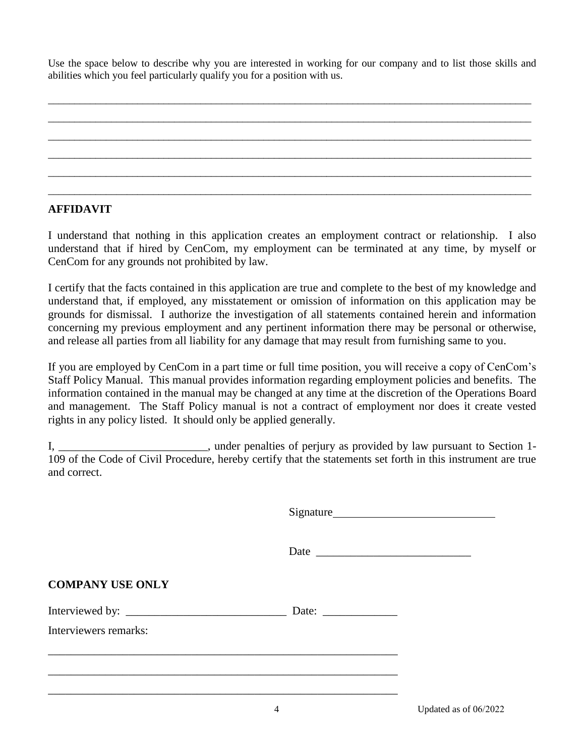Use the space below to describe why you are interested in working for our company and to list those skills and abilities which you feel particularly qualify you for a position with us.

\_\_\_\_\_\_\_\_\_\_\_\_\_\_\_\_\_\_\_\_\_\_\_\_\_\_\_\_\_\_\_\_\_\_\_\_\_\_\_\_\_\_\_\_\_\_\_\_\_\_\_\_\_\_\_\_\_\_\_\_\_\_\_\_\_\_\_\_\_\_\_\_\_\_\_\_\_\_\_\_\_\_

\_\_\_\_\_\_\_\_\_\_\_\_\_\_\_\_\_\_\_\_\_\_\_\_\_\_\_\_\_\_\_\_\_\_\_\_\_\_\_\_\_\_\_\_\_\_\_\_\_\_\_\_\_\_\_\_\_\_\_\_\_\_\_\_\_\_\_\_\_\_\_\_\_\_\_\_\_\_\_\_\_\_

\_\_\_\_\_\_\_\_\_\_\_\_\_\_\_\_\_\_\_\_\_\_\_\_\_\_\_\_\_\_\_\_\_\_\_\_\_\_\_\_\_\_\_\_\_\_\_\_\_\_\_\_\_\_\_\_\_\_\_\_\_\_\_\_\_\_\_\_\_\_\_\_\_\_\_\_\_\_\_\_\_\_

\_\_\_\_\_\_\_\_\_\_\_\_\_\_\_\_\_\_\_\_\_\_\_\_\_\_\_\_\_\_\_\_\_\_\_\_\_\_\_\_\_\_\_\_\_\_\_\_\_\_\_\_\_\_\_\_\_\_\_\_\_\_\_\_\_\_\_\_\_\_\_\_\_\_\_\_\_\_\_\_\_\_

\_\_\_\_\_\_\_\_\_\_\_\_\_\_\_\_\_\_\_\_\_\_\_\_\_\_\_\_\_\_\_\_\_\_\_\_\_\_\_\_\_\_\_\_\_\_\_\_\_\_\_\_\_\_\_\_\_\_\_\_\_\_\_\_\_\_\_\_\_\_\_\_\_\_\_\_\_\_\_\_\_\_

\_\_\_\_\_\_\_\_\_\_\_\_\_\_\_\_\_\_\_\_\_\_\_\_\_\_\_\_\_\_\_\_\_\_\_\_\_\_\_\_\_\_\_\_\_\_\_\_\_\_\_\_\_\_\_\_\_\_\_\_\_\_\_\_\_\_\_\_\_\_\_\_\_\_\_\_\_\_\_\_\_\_

## AFFIDAVIT

I understand that nothing in this application creates an employment contract or relationship. I also understand that if hired by CenCom, my employment can be terminated at any time, by myself or CenCom for any grounds not prohibited by law.

I certify that the facts contained in this application are true and complete to the best of my knowledge and understand that, if employed, any misstatement or omission of information on this application may be grounds for dismissal. I authorize the investigation of all statements contained herein and information concerning my previous employment and any pertinent information there may be personal or otherwise, and release all parties from all liability for any damage that may result from furnishing same to you.

If you are employed by CenCom in a part time or full time position, you will receive a copy of CenCom's Staff Policy Manual. This manual provides information regarding employment policies and benefits. The information contained in the manual may be changed at any time at the discretion of the Operations Board and management. The Staff Policy manual is not a contract of employment nor does it create vested rights in any policy listed. It should only be applied generally.

I, \_\_\_\_\_\_\_\_\_\_\_\_\_\_\_\_\_\_\_\_\_\_\_\_\_\_, under penalties of perjury as provided by law pursuant to Section 1-109 of the Code of Civil Procedure, hereby certify that the statements set forth in this instrument are true and correct.

Signature\_\_\_\_\_\_\_\_\_\_\_\_\_\_\_\_\_\_\_\_\_\_\_\_\_\_\_\_\_\_

Date \_\_\_\_\_\_\_\_\_\_\_\_\_\_\_\_\_\_\_\_\_\_\_\_\_\_\_\_

## COMPANY USE ONLY

Interviewed by: \_\_\_\_\_\_\_\_\_\_\_\_\_\_\_\_\_\_\_\_\_\_\_\_\_\_\_\_\_ Date: \_\_\_\_\_\_\_\_\_\_\_\_\_\_

Interviewers remarks:

\_\_\_\_\_\_\_\_\_\_\_\_\_\_\_\_\_\_\_\_\_\_\_\_\_\_\_\_\_\_\_\_\_\_\_\_\_\_\_\_\_\_\_\_\_\_\_\_\_\_\_\_\_\_\_\_\_\_\_\_\_\_\_

\_\_\_\_\_\_\_\_\_\_\_\_\_\_\_\_\_\_\_\_\_\_\_\_\_\_\_\_\_\_\_\_\_\_\_\_\_\_\_\_\_\_\_\_\_\_\_\_\_\_\_\_\_\_\_\_\_\_\_\_\_\_\_

\_\_\_\_\_\_\_\_\_\_\_\_\_\_\_\_\_\_\_\_\_\_\_\_\_\_\_\_\_\_\_\_\_\_\_\_\_\_\_\_\_\_\_\_\_\_\_\_\_\_\_\_\_\_\_\_\_\_\_\_\_\_\_

Updated as of 06/2022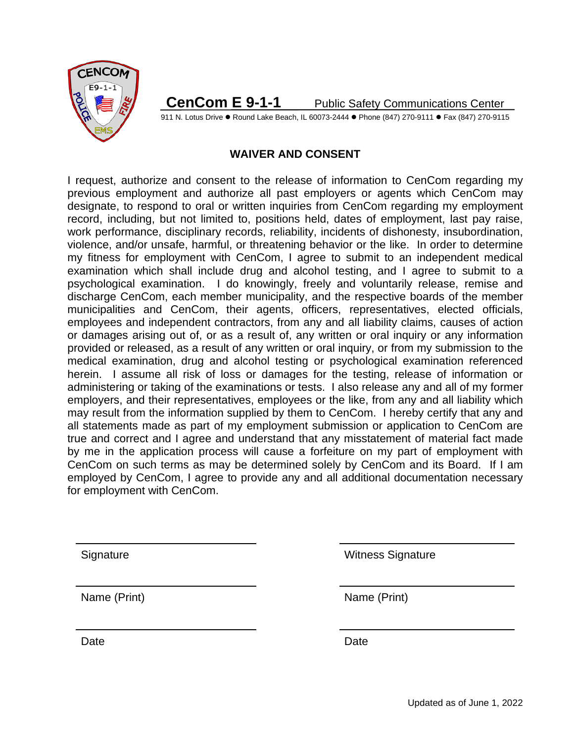**CenCom E 9-1-1** Public Safety Communications Center

911 N. Lotus Drive ● Round Lake Beach, IL 60073-2444 ● Phone (847) 270-9111 ● Fax (847) 270-9115

## WAIVER AND CONSENT

I request, authorize and consent to the release of information to CenCom regarding my previous employment and authorize all past employers or agents which CenCom may designate, to respond to oral or written inquiries from CenCom regarding my employment record, including, but not limited to, positions held, dates of employment, last pay raise, work performance, disciplinary records, reliability, incidents of dishonesty, insubordination, violence, and/or unsafe, harmful, or threatening behavior or the like. In order to determine my fitness for employment with CenCom, I agree to submit to an independent medical examination which shall include drug and alcohol testing, and I agree to submit to a psychological examination. I do knowingly, freely and voluntarily release, remise and discharge CenCom, each member municipality, and the respective boards of the member municipalities and CenCom, their agents, officers, representatives, elected officials, employees and independent contractors, from any and all liability claims, causes of action or damages arising out of, or as a result of, any written or oral inquiry or any information provided or released, as a result of any written or oral inquiry, or from my submission to the medical examination, drug and alcohol testing or psychological examination referenced herein. I assume all risk of loss or damages for the testing, release of information or administering or taking of the examinations or tests. I also release any and all of my former employers, and their representatives, employees or the like, from any and all liability which may result from the information supplied by them to CenCom. I hereby certify that any and all statements made as part of my employment submission or application to CenCom are true and correct and I agree and understand that any misstatement of material fact made by me in the application process will cause a forfeiture on my part of employment with CenCom on such terms as may be determined solely by CenCom and its Board. If I am employed by CenCom, I agree to provide any and all additional documentation necessary for employment with CenCom.

| | |
|---|---|
| Signature | Witness Signature |
| Name (Print) | Name (Print) |
| Date | Date |

Updated as of June 1, 2022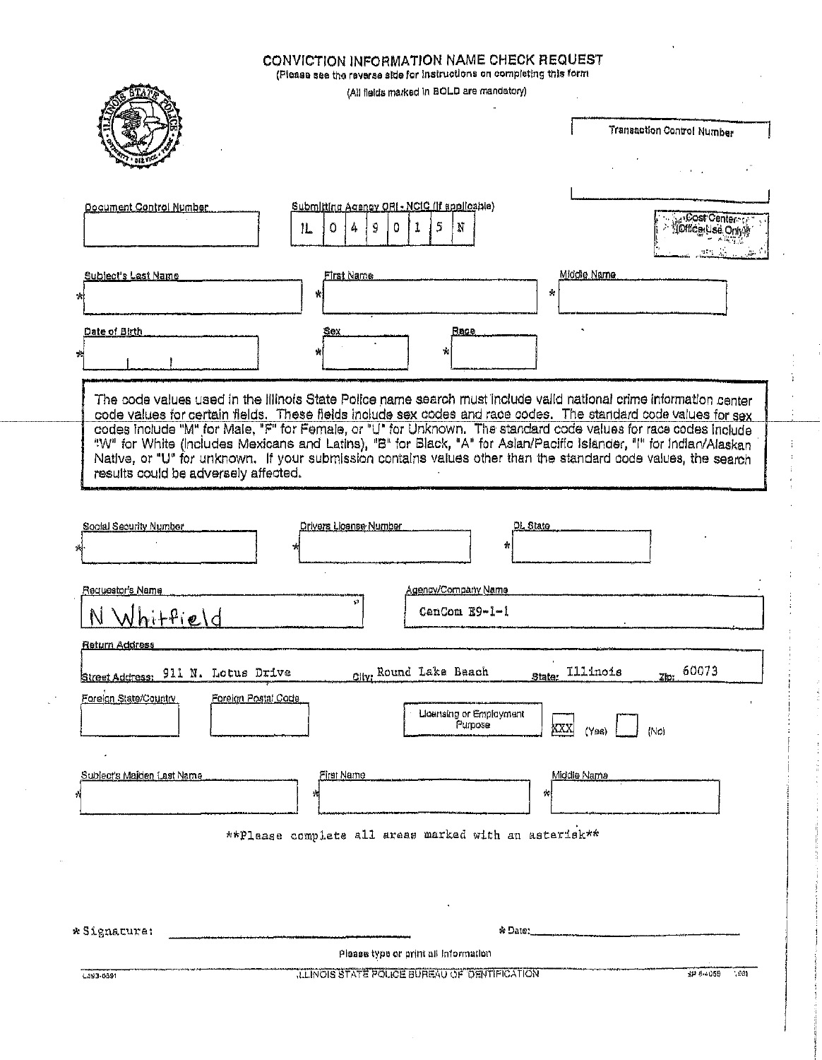# CONVICTION INFORMATION NAME CHECK REQUEST

(Please see the reverse side for instructions on completing this form)

(All fields marked in BOLD are mandatory)

Transaction Control Number

Document Control Number

Submitting Agency ORI - NCIC (If applicable)

| IL | 0 | 4 | 9 | 0 | 1 | 5 | N |
|---|---|---|---|---|---|---|---|

Cost Center (Office Use Only)

* Subject's Last Name
* First Name
* Middle Name

* Date of Birth
* Sex
* Race

The code values used in the Illinois State Police name search must include valid national crime information center code values for certain fields. These fields include sex codes and race codes. The standard code values for sex codes include "M" for Male, "F" for Female, or "U" for Unknown. The standard code values for race codes include "W" for White (includes Mexicans and Latins), "B" for Black, "A" for Asian/Pacific Islander, "I" for Indian/Alaskan Native, or "U" for unknown. If your submission contains values other than the standard code values, the search results could be adversely affected.

* Social Security Number
* Drivers License Number
* DL State

Requestor's Name: N Whitfield

Agency/Company Name: CenCom E9-1-1

Return Address

Street Address: 911 N. Lotus Drive    City: Round Lake Beach    State: Illinois    Zip: 60073

Foreign State/Country

Foreign Postal Code

Licensing or Employment Purpose: XXX (Yes) ☐ (No)

* Subject's Maiden Last Name
* First Name
* Middle Name

**Please complete all areas marked with an asterisk**

* Signature: ______________________

* Date: ______________________

Please type or print all information

ILLINOIS STATE POLICE BUREAU OF IDENTIFICATION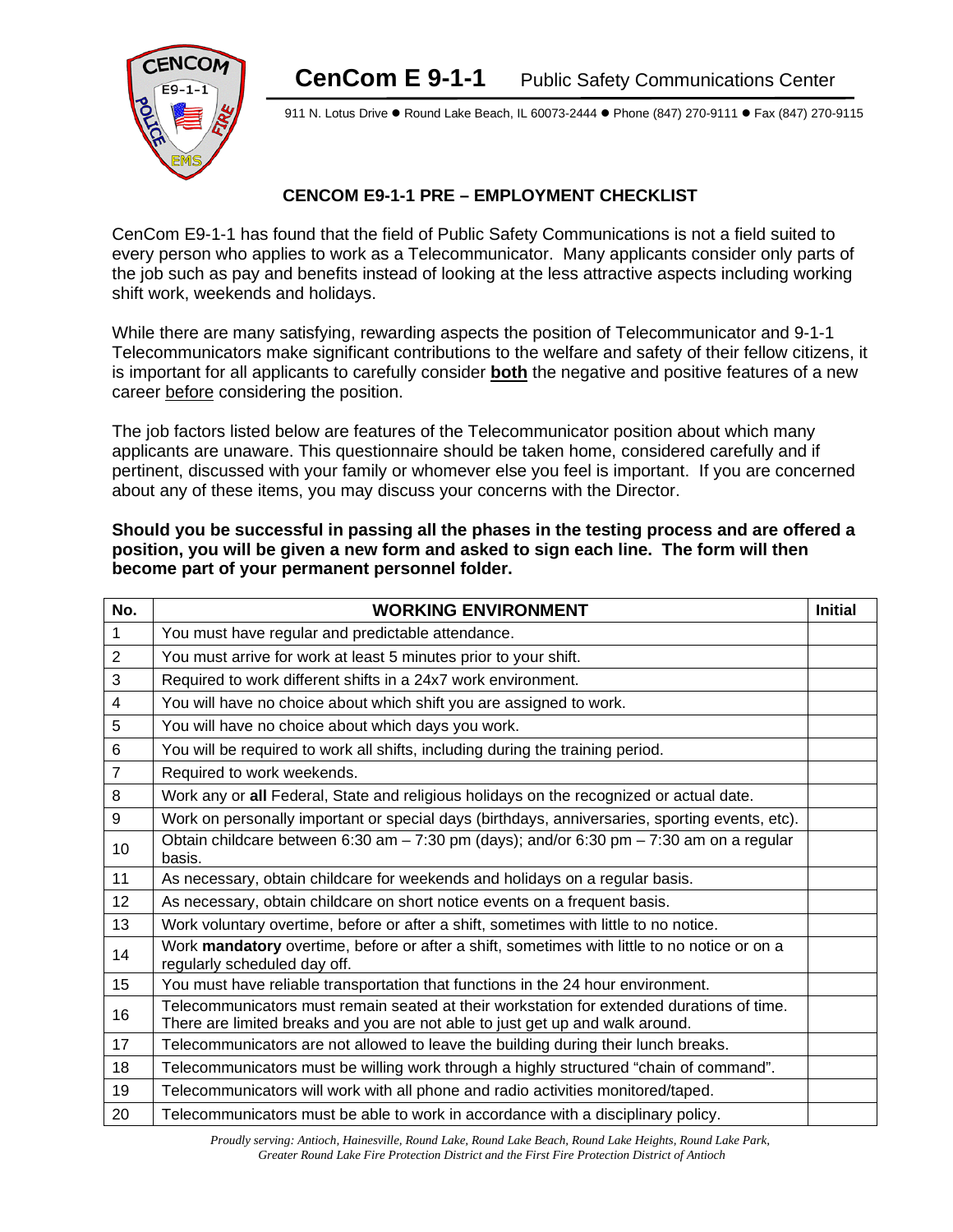# CenCom E 9-1-1 Public Safety Communications Center

911 N. Lotus Drive ● Round Lake Beach, IL 60073-2444 ● Phone (847) 270-9111 ● Fax (847) 270-9115

## CENCOM E9-1-1 PRE – EMPLOYMENT CHECKLIST

CenCom E9-1-1 has found that the field of Public Safety Communications is not a field suited to every person who applies to work as a Telecommunicator. Many applicants consider only parts of the job such as pay and benefits instead of looking at the less attractive aspects including working shift work, weekends and holidays.

While there are many satisfying, rewarding aspects the position of Telecommunicator and 9-1-1 Telecommunicators make significant contributions to the welfare and safety of their fellow citizens, it is important for all applicants to carefully consider **both** the negative and positive features of a new career before considering the position.

The job factors listed below are features of the Telecommunicator position about which many applicants are unaware. This questionnaire should be taken home, considered carefully and if pertinent, discussed with your family or whomever else you feel is important. If you are concerned about any of these items, you may discuss your concerns with the Director.

**Should you be successful in passing all the phases in the testing process and are offered a position, you will be given a new form and asked to sign each line. The form will then become part of your permanent personnel folder.**

| No. | WORKING ENVIRONMENT | Initial |
|---|---|---|
| 1 | You must have regular and predictable attendance. | |
| 2 | You must arrive for work at least 5 minutes prior to your shift. | |
| 3 | Required to work different shifts in a 24x7 work environment. | |
| 4 | You will have no choice about which shift you are assigned to work. | |
| 5 | You will have no choice about which days you work. | |
| 6 | You will be required to work all shifts, including during the training period. | |
| 7 | Required to work weekends. | |
| 8 | Work any or **all** Federal, State and religious holidays on the recognized or actual date. | |
| 9 | Work on personally important or special days (birthdays, anniversaries, sporting events, etc). | |
| 10 | Obtain childcare between 6:30 am – 7:30 pm (days); and/or 6:30 pm – 7:30 am on a regular basis. | |
| 11 | As necessary, obtain childcare for weekends and holidays on a regular basis. | |
| 12 | As necessary, obtain childcare on short notice events on a frequent basis. | |
| 13 | Work voluntary overtime, before or after a shift, sometimes with little to no notice. | |
| 14 | Work **mandatory** overtime, before or after a shift, sometimes with little to no notice or on a regularly scheduled day off. | |
| 15 | You must have reliable transportation that functions in the 24 hour environment. | |
| 16 | Telecommunicators must remain seated at their workstation for extended durations of time. There are limited breaks and you are not able to just get up and walk around. | |
| 17 | Telecommunicators are not allowed to leave the building during their lunch breaks. | |
| 18 | Telecommunicators must be willing work through a highly structured "chain of command". | |
| 19 | Telecommunicators will work with all phone and radio activities monitored/taped. | |
| 20 | Telecommunicators must be able to work in accordance with a disciplinary policy. | |

*Proudly serving: Antioch, Hainesville, Round Lake, Round Lake Beach, Round Lake Heights, Round Lake Park, Greater Round Lake Fire Protection District and the First Fire Protection District of Antioch*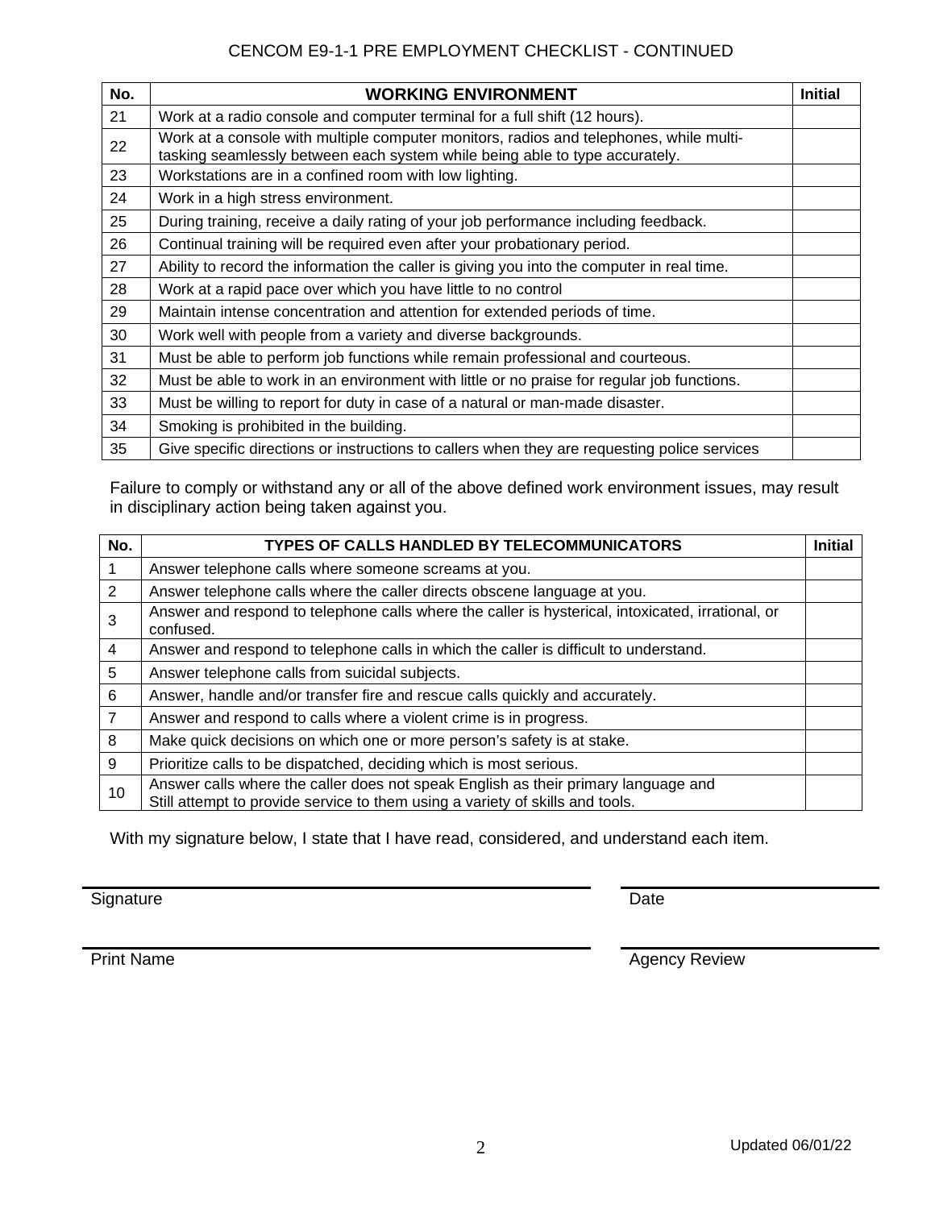CENCOM E9-1-1 PRE EMPLOYMENT CHECKLIST - CONTINUED

| No. | WORKING ENVIRONMENT | Initial |
|---|---|---|
| 21 | Work at a radio console and computer terminal for a full shift (12 hours). | |
| 22 | Work at a console with multiple computer monitors, radios and telephones, while multi-tasking seamlessly between each system while being able to type accurately. | |
| 23 | Workstations are in a confined room with low lighting. | |
| 24 | Work in a high stress environment. | |
| 25 | During training, receive a daily rating of your job performance including feedback. | |
| 26 | Continual training will be required even after your probationary period. | |
| 27 | Ability to record the information the caller is giving you into the computer in real time. | |
| 28 | Work at a rapid pace over which you have little to no control | |
| 29 | Maintain intense concentration and attention for extended periods of time. | |
| 30 | Work well with people from a variety and diverse backgrounds. | |
| 31 | Must be able to perform job functions while remain professional and courteous. | |
| 32 | Must be able to work in an environment with little or no praise for regular job functions. | |
| 33 | Must be willing to report for duty in case of a natural or man-made disaster. | |
| 34 | Smoking is prohibited in the building. | |
| 35 | Give specific directions or instructions to callers when they are requesting police services | |

Failure to comply or withstand any or all of the above defined work environment issues, may result in disciplinary action being taken against you.

| No. | TYPES OF CALLS HANDLED BY TELECOMMUNICATORS | Initial |
|---|---|---|
| 1 | Answer telephone calls where someone screams at you. | |
| 2 | Answer telephone calls where the caller directs obscene language at you. | |
| 3 | Answer and respond to telephone calls where the caller is hysterical, intoxicated, irrational, or confused. | |
| 4 | Answer and respond to telephone calls in which the caller is difficult to understand. | |
| 5 | Answer telephone calls from suicidal subjects. | |
| 6 | Answer, handle and/or transfer fire and rescue calls quickly and accurately. | |
| 7 | Answer and respond to calls where a violent crime is in progress. | |
| 8 | Make quick decisions on which one or more person's safety is at stake. | |
| 9 | Prioritize calls to be dispatched, deciding which is most serious. | |
| 10 | Answer calls where the caller does not speak English as their primary language and Still attempt to provide service to them using a variety of skills and tools. | |

With my signature below, I state that I have read, considered, and understand each item.

Signature ______________________ Date ______________________

Print Name ______________________ Agency Review ______________________

Updated 06/01/22